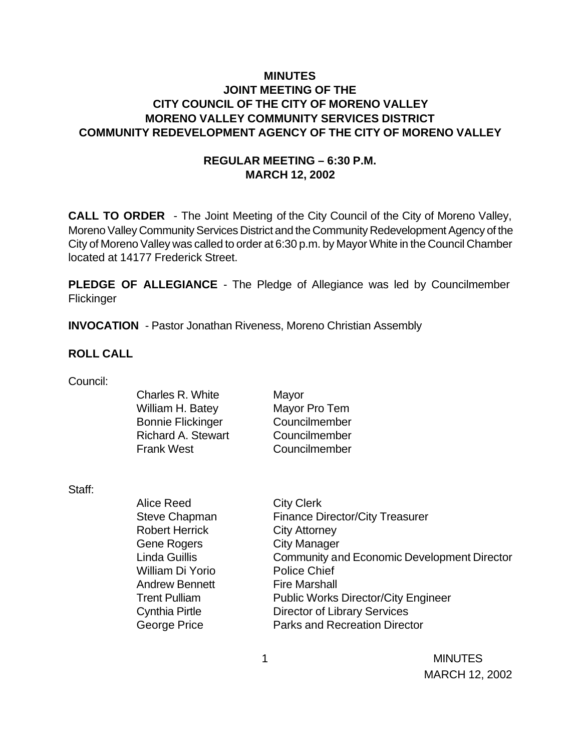# MINUTES
## JOINT MEETING OF THE
## CITY COUNCIL OF THE CITY OF MORENO VALLEY
## MORENO VALLEY COMMUNITY SERVICES DISTRICT
## COMMUNITY REDEVELOPMENT AGENCY OF THE CITY OF MORENO VALLEY

### REGULAR MEETING – 6:30 P.M.
### MARCH 12, 2002

**CALL TO ORDER** - The Joint Meeting of the City Council of the City of Moreno Valley, Moreno Valley Community Services District and the Community Redevelopment Agency of the City of Moreno Valley was called to order at 6:30 p.m. by Mayor White in the Council Chamber located at 14177 Frederick Street.

**PLEDGE OF ALLEGIANCE** - The Pledge of Allegiance was led by Councilmember Flickinger

**INVOCATION** - Pastor Jonathan Riveness, Moreno Christian Assembly

**ROLL CALL**

Council:

| | |
|---|---|
| Charles R. White | Mayor |
| William H. Batey | Mayor Pro Tem |
| Bonnie Flickinger | Councilmember |
| Richard A. Stewart | Councilmember |
| Frank West | Councilmember |

Staff:

| | |
|---|---|
| Alice Reed | City Clerk |
| Steve Chapman | Finance Director/City Treasurer |
| Robert Herrick | City Attorney |
| Gene Rogers | City Manager |
| Linda Guillis | Community and Economic Development Director |
| William Di Yorio | Police Chief |
| Andrew Bennett | Fire Marshall |
| Trent Pulliam | Public Works Director/City Engineer |
| Cynthia Pirtle | Director of Library Services |
| George Price | Parks and Recreation Director |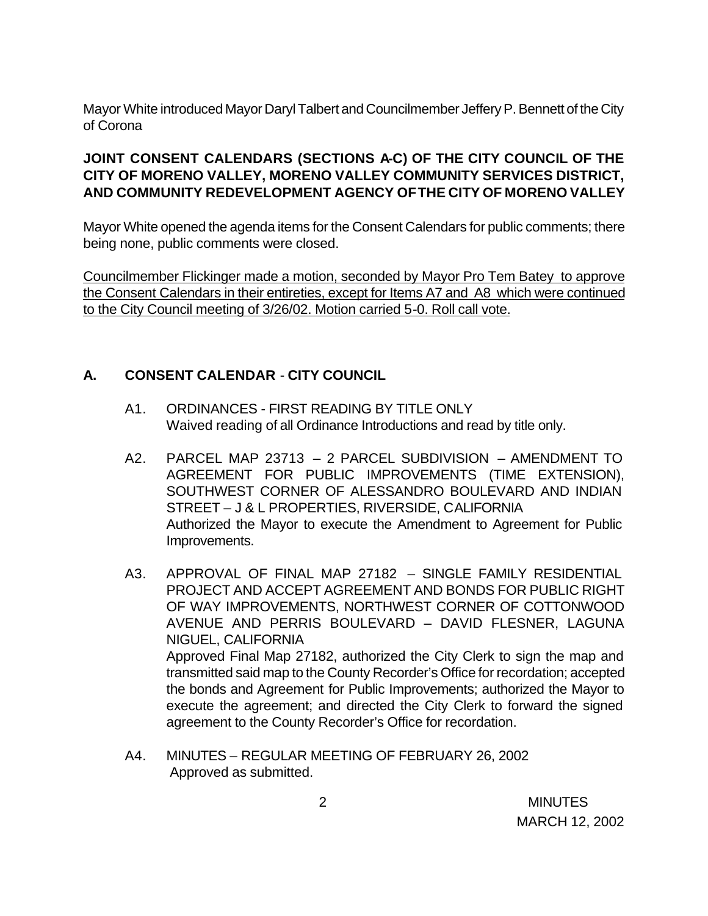Mayor White introduced Mayor Daryl Talbert and Councilmember Jeffery P. Bennett of the City of Corona

**JOINT CONSENT CALENDARS (SECTIONS A-C) OF THE CITY COUNCIL OF THE CITY OF MORENO VALLEY, MORENO VALLEY COMMUNITY SERVICES DISTRICT, AND COMMUNITY REDEVELOPMENT AGENCY OF THE CITY OF MORENO VALLEY**

Mayor White opened the agenda items for the Consent Calendars for public comments; there being none, public comments were closed.

Councilmember Flickinger made a motion, seconded by Mayor Pro Tem Batey to approve the Consent Calendars in their entireties, except for Items A7 and A8 which were continued to the City Council meeting of 3/26/02. Motion carried 5-0. Roll call vote.

## A. CONSENT CALENDAR - CITY COUNCIL

A1. ORDINANCES - FIRST READING BY TITLE ONLY
Waived reading of all Ordinance Introductions and read by title only.

A2. PARCEL MAP 23713 – 2 PARCEL SUBDIVISION – AMENDMENT TO AGREEMENT FOR PUBLIC IMPROVEMENTS (TIME EXTENSION), SOUTHWEST CORNER OF ALESSANDRO BOULEVARD AND INDIAN STREET – J & L PROPERTIES, RIVERSIDE, CALIFORNIA
Authorized the Mayor to execute the Amendment to Agreement for Public Improvements.

A3. APPROVAL OF FINAL MAP 27182 – SINGLE FAMILY RESIDENTIAL PROJECT AND ACCEPT AGREEMENT AND BONDS FOR PUBLIC RIGHT OF WAY IMPROVEMENTS, NORTHWEST CORNER OF COTTONWOOD AVENUE AND PERRIS BOULEVARD – DAVID FLESNER, LAGUNA NIGUEL, CALIFORNIA
Approved Final Map 27182, authorized the City Clerk to sign the map and transmitted said map to the County Recorder's Office for recordation; accepted the bonds and Agreement for Public Improvements; authorized the Mayor to execute the agreement; and directed the City Clerk to forward the signed agreement to the County Recorder's Office for recordation.

A4. MINUTES – REGULAR MEETING OF FEBRUARY 26, 2002
Approved as submitted.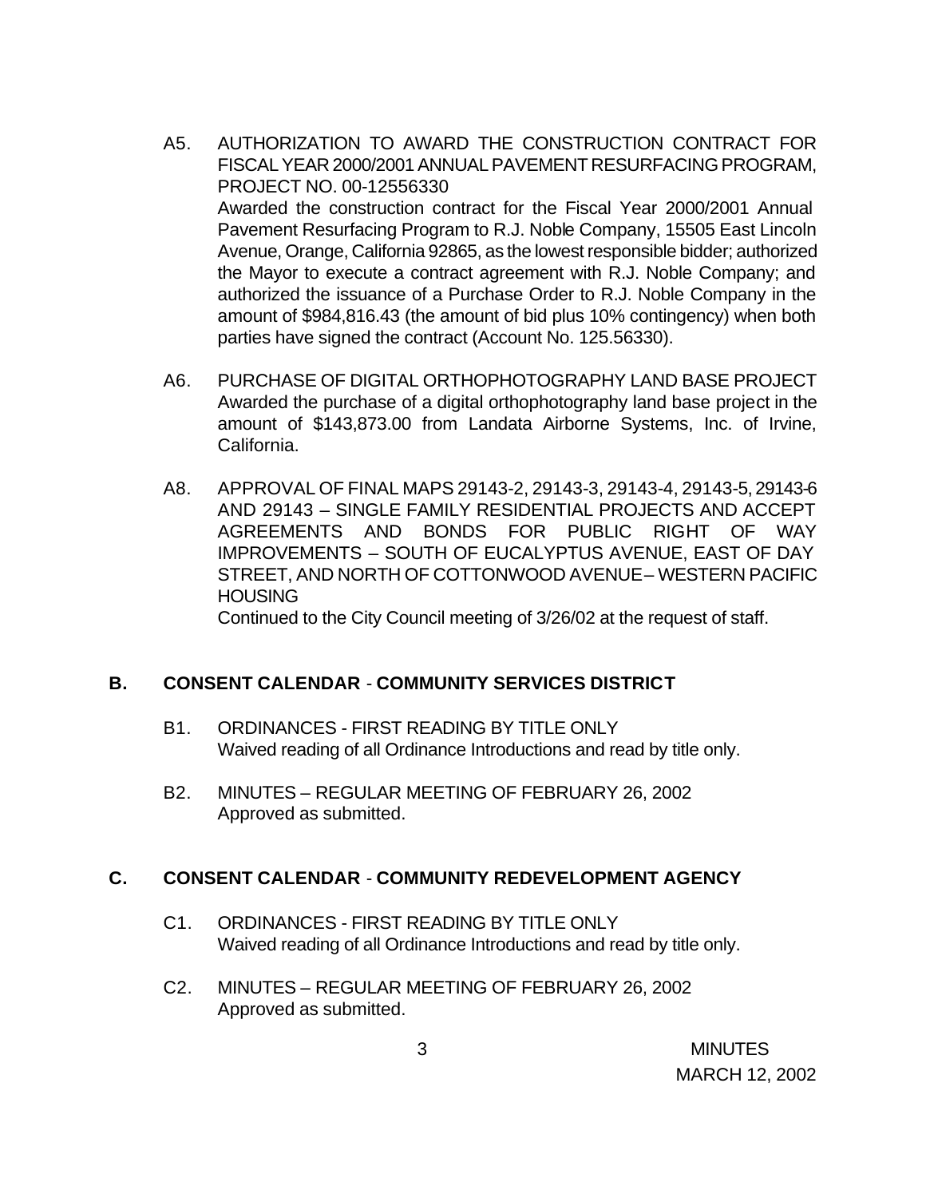A5. AUTHORIZATION TO AWARD THE CONSTRUCTION CONTRACT FOR FISCAL YEAR 2000/2001 ANNUAL PAVEMENT RESURFACING PROGRAM, PROJECT NO. 00-12556330
Awarded the construction contract for the Fiscal Year 2000/2001 Annual Pavement Resurfacing Program to R.J. Noble Company, 15505 East Lincoln Avenue, Orange, California 92865, as the lowest responsible bidder; authorized the Mayor to execute a contract agreement with R.J. Noble Company; and authorized the issuance of a Purchase Order to R.J. Noble Company in the amount of $984,816.43 (the amount of bid plus 10% contingency) when both parties have signed the contract (Account No. 125.56330).

A6. PURCHASE OF DIGITAL ORTHOPHOTOGRAPHY LAND BASE PROJECT
Awarded the purchase of a digital orthophotography land base project in the amount of $143,873.00 from Landata Airborne Systems, Inc. of Irvine, California.

A8. APPROVAL OF FINAL MAPS 29143-2, 29143-3, 29143-4, 29143-5, 29143-6 AND 29143 – SINGLE FAMILY RESIDENTIAL PROJECTS AND ACCEPT AGREEMENTS AND BONDS FOR PUBLIC RIGHT OF WAY IMPROVEMENTS – SOUTH OF EUCALYPTUS AVENUE, EAST OF DAY STREET, AND NORTH OF COTTONWOOD AVENUE – WESTERN PACIFIC HOUSING
Continued to the City Council meeting of 3/26/02 at the request of staff.

## B. CONSENT CALENDAR - COMMUNITY SERVICES DISTRICT

B1. ORDINANCES - FIRST READING BY TITLE ONLY
Waived reading of all Ordinance Introductions and read by title only.

B2. MINUTES – REGULAR MEETING OF FEBRUARY 26, 2002
Approved as submitted.

## C. CONSENT CALENDAR - COMMUNITY REDEVELOPMENT AGENCY

C1. ORDINANCES - FIRST READING BY TITLE ONLY
Waived reading of all Ordinance Introductions and read by title only.

C2. MINUTES – REGULAR MEETING OF FEBRUARY 26, 2002
Approved as submitted.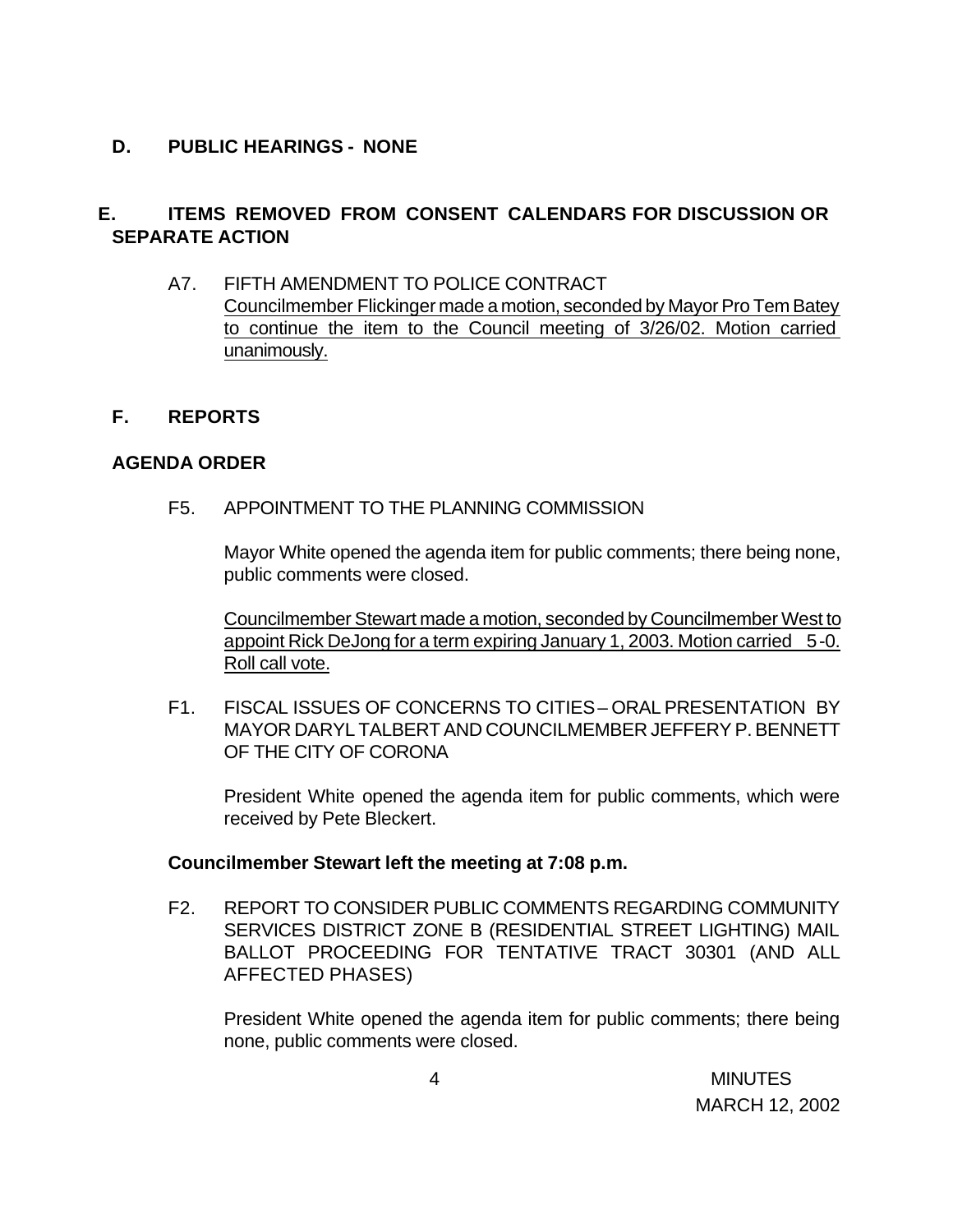## D. PUBLIC HEARINGS - NONE

## E. ITEMS REMOVED FROM CONSENT CALENDARS FOR DISCUSSION OR SEPARATE ACTION

A7. FIFTH AMENDMENT TO POLICE CONTRACT
Councilmember Flickinger made a motion, seconded by Mayor Pro Tem Batey to continue the item to the Council meeting of 3/26/02. Motion carried unanimously.

## F. REPORTS

### AGENDA ORDER

F5. APPOINTMENT TO THE PLANNING COMMISSION

Mayor White opened the agenda item for public comments; there being none, public comments were closed.

Councilmember Stewart made a motion, seconded by Councilmember West to appoint Rick DeJong for a term expiring January 1, 2003. Motion carried 5-0. Roll call vote.

F1. FISCAL ISSUES OF CONCERNS TO CITIES – ORAL PRESENTATION BY MAYOR DARYL TALBERT AND COUNCILMEMBER JEFFERY P. BENNETT OF THE CITY OF CORONA

President White opened the agenda item for public comments, which were received by Pete Bleckert.

**Councilmember Stewart left the meeting at 7:08 p.m.**

F2. REPORT TO CONSIDER PUBLIC COMMENTS REGARDING COMMUNITY SERVICES DISTRICT ZONE B (RESIDENTIAL STREET LIGHTING) MAIL BALLOT PROCEEDING FOR TENTATIVE TRACT 30301 (AND ALL AFFECTED PHASES)

President White opened the agenda item for public comments; there being none, public comments were closed.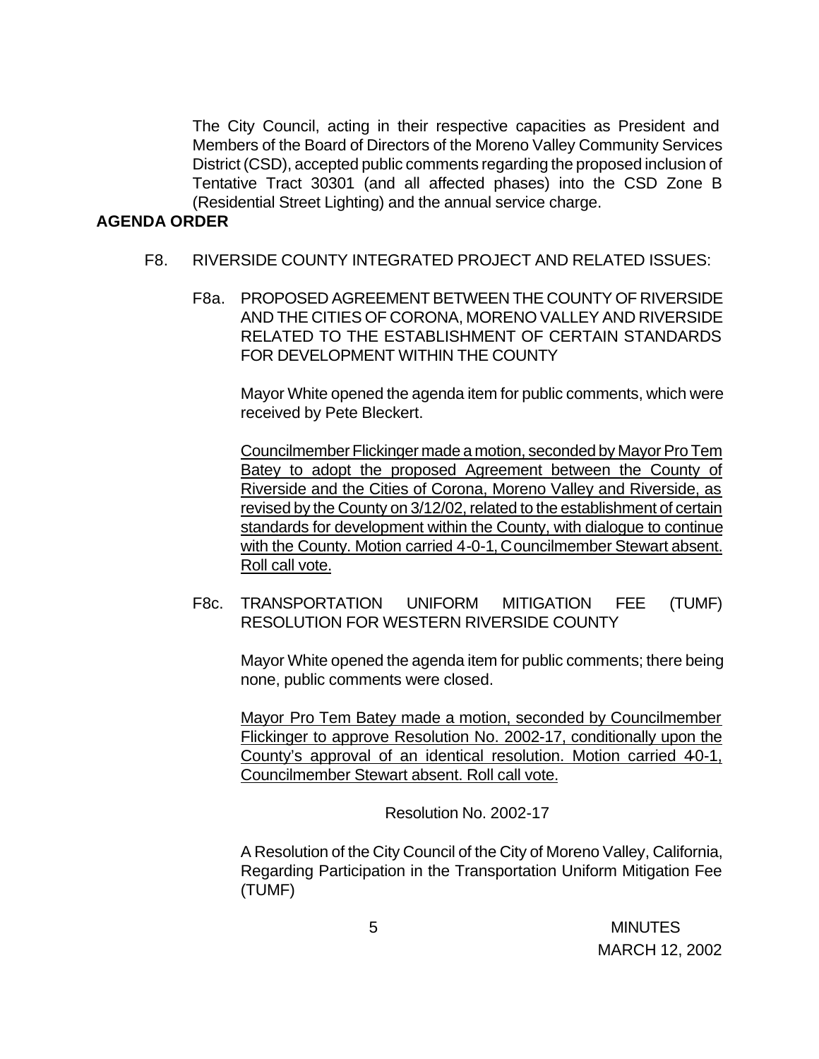The City Council, acting in their respective capacities as President and Members of the Board of Directors of the Moreno Valley Community Services District (CSD), accepted public comments regarding the proposed inclusion of Tentative Tract 30301 (and all affected phases) into the CSD Zone B (Residential Street Lighting) and the annual service charge.

**AGENDA ORDER**

F8. RIVERSIDE COUNTY INTEGRATED PROJECT AND RELATED ISSUES:

F8a. PROPOSED AGREEMENT BETWEEN THE COUNTY OF RIVERSIDE AND THE CITIES OF CORONA, MORENO VALLEY AND RIVERSIDE RELATED TO THE ESTABLISHMENT OF CERTAIN STANDARDS FOR DEVELOPMENT WITHIN THE COUNTY

Mayor White opened the agenda item for public comments, which were received by Pete Bleckert.

<u>Councilmember Flickinger made a motion, seconded by Mayor Pro Tem Batey to adopt the proposed Agreement between the County of Riverside and the Cities of Corona, Moreno Valley and Riverside, as revised by the County on 3/12/02, related to the establishment of certain standards for development within the County, with dialogue to continue with the County. Motion carried 4-0-1, Councilmember Stewart absent. Roll call vote.</u>

F8c. TRANSPORTATION UNIFORM MITIGATION FEE (TUMF) RESOLUTION FOR WESTERN RIVERSIDE COUNTY

Mayor White opened the agenda item for public comments; there being none, public comments were closed.

<u>Mayor Pro Tem Batey made a motion, seconded by Councilmember Flickinger to approve Resolution No. 2002-17, conditionally upon the County's approval of an identical resolution. Motion carried 4-0-1, Councilmember Stewart absent. Roll call vote.</u>

Resolution No. 2002-17

A Resolution of the City Council of the City of Moreno Valley, California, Regarding Participation in the Transportation Uniform Mitigation Fee (TUMF)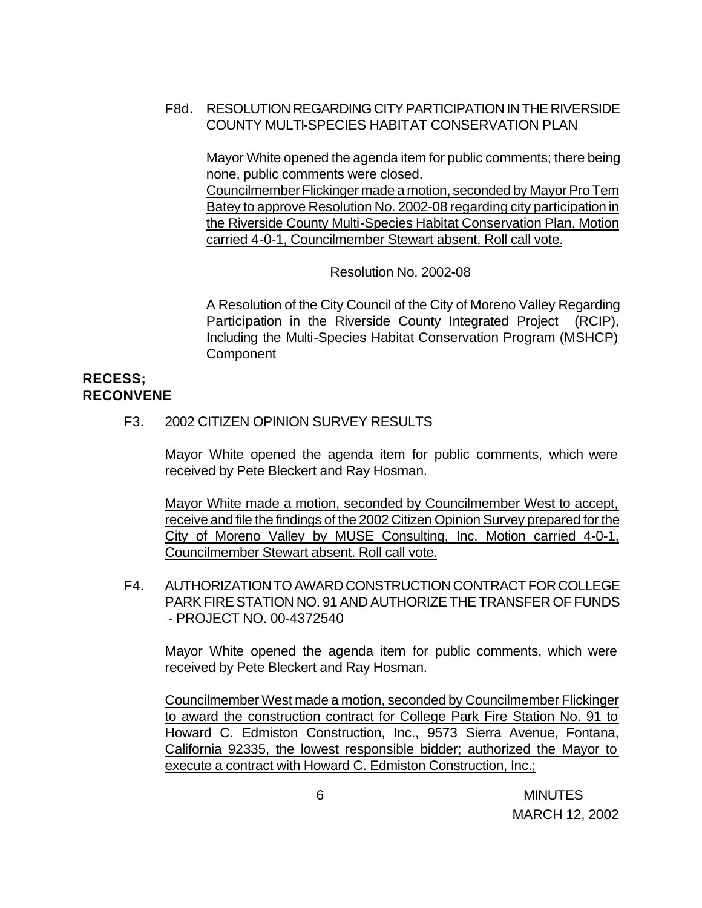F8d. RESOLUTION REGARDING CITY PARTICIPATION IN THE RIVERSIDE COUNTY MULTI-SPECIES HABITAT CONSERVATION PLAN

Mayor White opened the agenda item for public comments; there being none, public comments were closed.

Councilmember Flickinger made a motion, seconded by Mayor Pro Tem Batey to approve Resolution No. 2002-08 regarding city participation in the Riverside County Multi-Species Habitat Conservation Plan. Motion carried 4-0-1, Councilmember Stewart absent. Roll call vote.

Resolution No. 2002-08

A Resolution of the City Council of the City of Moreno Valley Regarding Participation in the Riverside County Integrated Project (RCIP), Including the Multi-Species Habitat Conservation Program (MSHCP) Component

**RECESS; RECONVENE**

F3. 2002 CITIZEN OPINION SURVEY RESULTS

Mayor White opened the agenda item for public comments, which were received by Pete Bleckert and Ray Hosman.

Mayor White made a motion, seconded by Councilmember West to accept, receive and file the findings of the 2002 Citizen Opinion Survey prepared for the City of Moreno Valley by MUSE Consulting, Inc. Motion carried 4-0-1, Councilmember Stewart absent. Roll call vote.

F4. AUTHORIZATION TO AWARD CONSTRUCTION CONTRACT FOR COLLEGE PARK FIRE STATION NO. 91 AND AUTHORIZE THE TRANSFER OF FUNDS - PROJECT NO. 00-4372540

Mayor White opened the agenda item for public comments, which were received by Pete Bleckert and Ray Hosman.

Councilmember West made a motion, seconded by Councilmember Flickinger to award the construction contract for College Park Fire Station No. 91 to Howard C. Edmiston Construction, Inc., 9573 Sierra Avenue, Fontana, California 92335, the lowest responsible bidder; authorized the Mayor to execute a contract with Howard C. Edmiston Construction, Inc.;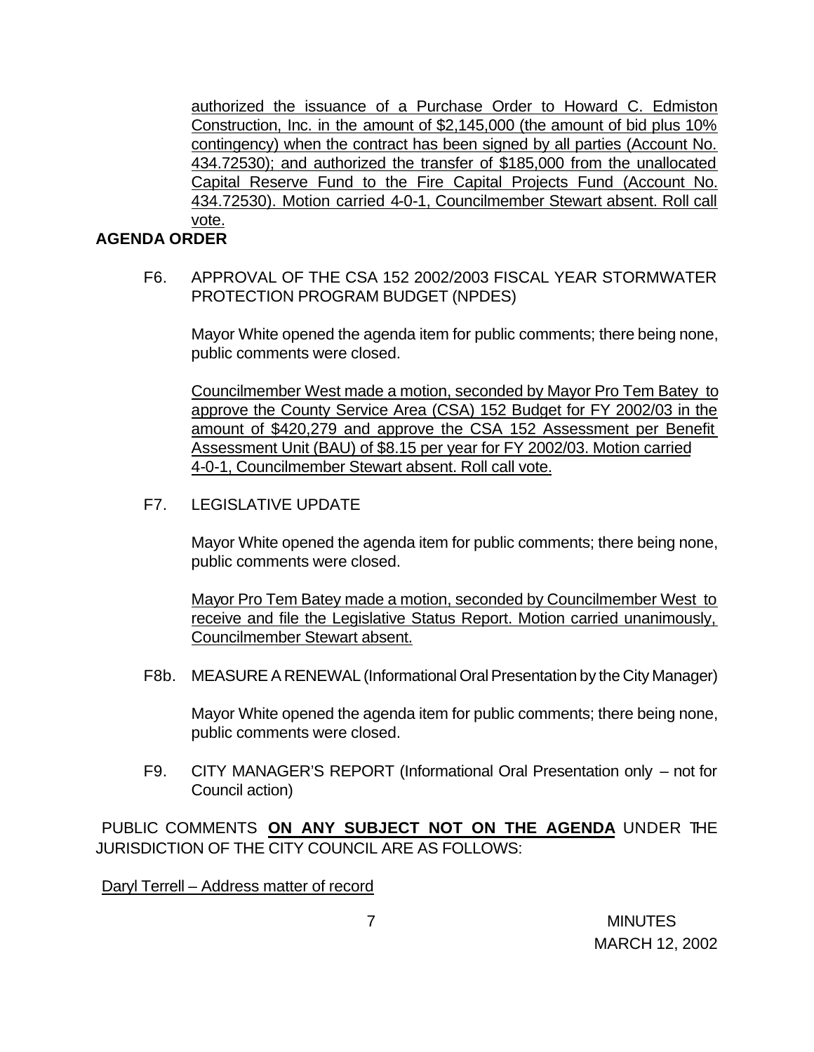authorized the issuance of a Purchase Order to Howard C. Edmiston Construction, Inc. in the amount of $2,145,000 (the amount of bid plus 10% contingency) when the contract has been signed by all parties (Account No. 434.72530); and authorized the transfer of $185,000 from the unallocated Capital Reserve Fund to the Fire Capital Projects Fund (Account No. 434.72530). Motion carried 4-0-1, Councilmember Stewart absent. Roll call vote.

**AGENDA ORDER**

F6. APPROVAL OF THE CSA 152 2002/2003 FISCAL YEAR STORMWATER PROTECTION PROGRAM BUDGET (NPDES)

Mayor White opened the agenda item for public comments; there being none, public comments were closed.

Councilmember West made a motion, seconded by Mayor Pro Tem Batey to approve the County Service Area (CSA) 152 Budget for FY 2002/03 in the amount of $420,279 and approve the CSA 152 Assessment per Benefit Assessment Unit (BAU) of $8.15 per year for FY 2002/03. Motion carried 4-0-1, Councilmember Stewart absent. Roll call vote.

F7. LEGISLATIVE UPDATE

Mayor White opened the agenda item for public comments; there being none, public comments were closed.

Mayor Pro Tem Batey made a motion, seconded by Councilmember West to receive and file the Legislative Status Report. Motion carried unanimously, Councilmember Stewart absent.

F8b. MEASURE A RENEWAL (Informational Oral Presentation by the City Manager)

Mayor White opened the agenda item for public comments; there being none, public comments were closed.

F9. CITY MANAGER'S REPORT (Informational Oral Presentation only – not for Council action)

PUBLIC COMMENTS **ON ANY SUBJECT NOT ON THE AGENDA** UNDER THE JURISDICTION OF THE CITY COUNCIL ARE AS FOLLOWS:

Daryl Terrell – Address matter of record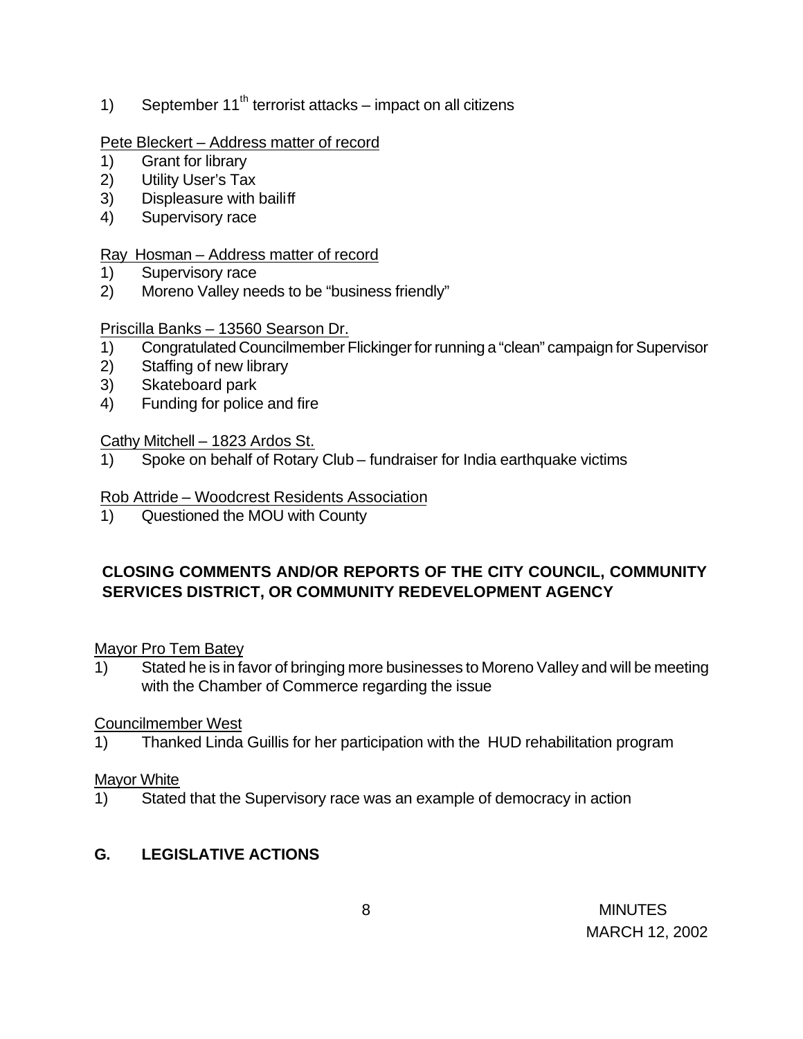1) September 11th terrorist attacks – impact on all citizens

Pete Bleckert – Address matter of record

1) Grant for library
2) Utility User's Tax
3) Displeasure with bailiff
4) Supervisory race

Ray Hosman – Address matter of record

1) Supervisory race
2) Moreno Valley needs to be "business friendly"

Priscilla Banks – 13560 Searson Dr.

1) Congratulated Councilmember Flickinger for running a "clean" campaign for Supervisor
2) Staffing of new library
3) Skateboard park
4) Funding for police and fire

Cathy Mitchell – 1823 Ardos St.

1) Spoke on behalf of Rotary Club – fundraiser for India earthquake victims

Rob Attride – Woodcrest Residents Association

1) Questioned the MOU with County

**CLOSING COMMENTS AND/OR REPORTS OF THE CITY COUNCIL, COMMUNITY SERVICES DISTRICT, OR COMMUNITY REDEVELOPMENT AGENCY**

Mayor Pro Tem Batey

1) Stated he is in favor of bringing more businesses to Moreno Valley and will be meeting with the Chamber of Commerce regarding the issue

Councilmember West

1) Thanked Linda Guillis for her participation with the HUD rehabilitation program

Mayor White

1) Stated that the Supervisory race was an example of democracy in action

## G. LEGISLATIVE ACTIONS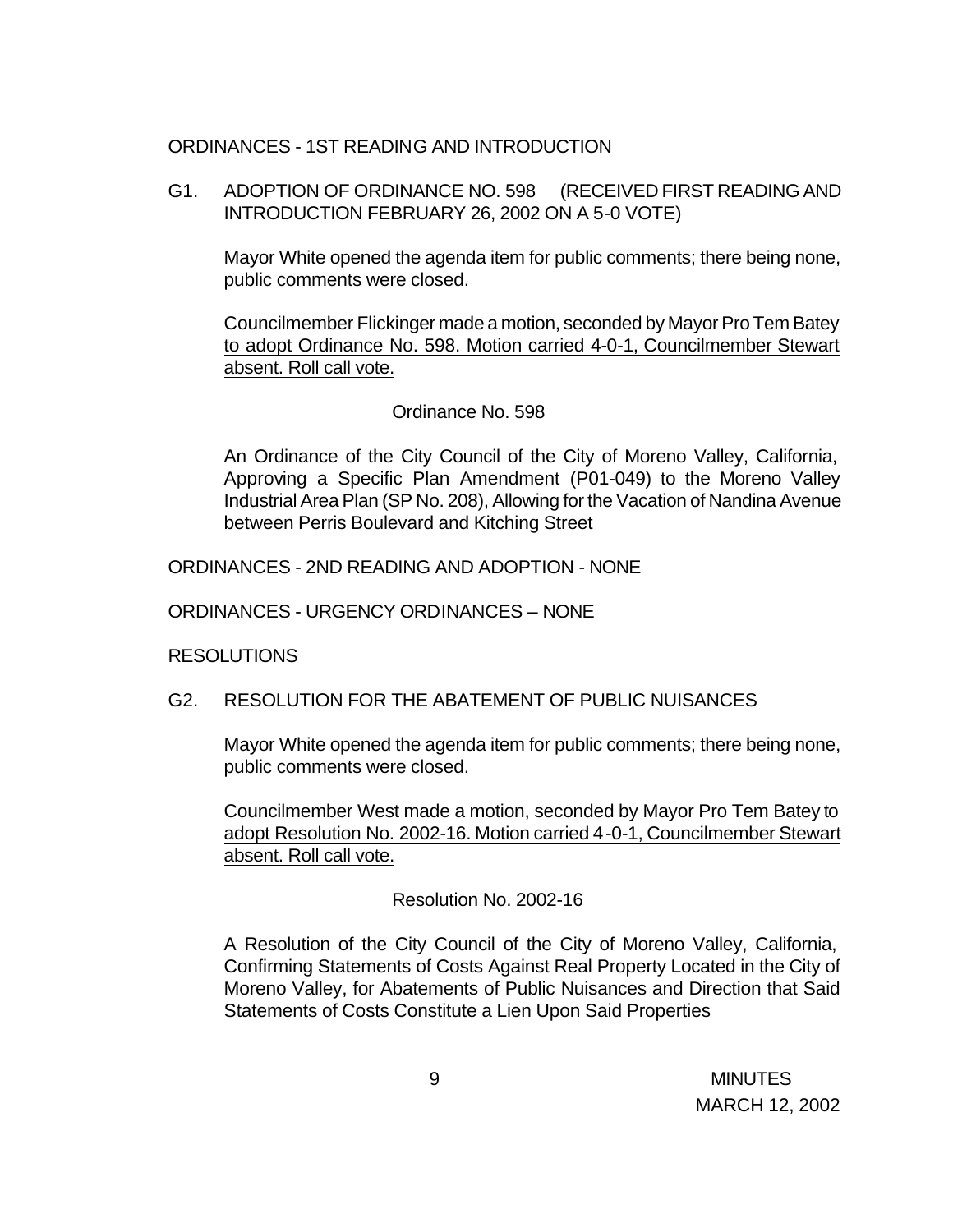ORDINANCES - 1ST READING AND INTRODUCTION

G1. ADOPTION OF ORDINANCE NO. 598 (RECEIVED FIRST READING AND INTRODUCTION FEBRUARY 26, 2002 ON A 5-0 VOTE)

Mayor White opened the agenda item for public comments; there being none, public comments were closed.

Councilmember Flickinger made a motion, seconded by Mayor Pro Tem Batey to adopt Ordinance No. 598. Motion carried 4-0-1, Councilmember Stewart absent. Roll call vote.

Ordinance No. 598

An Ordinance of the City Council of the City of Moreno Valley, California, Approving a Specific Plan Amendment (P01-049) to the Moreno Valley Industrial Area Plan (SP No. 208), Allowing for the Vacation of Nandina Avenue between Perris Boulevard and Kitching Street

ORDINANCES - 2ND READING AND ADOPTION - NONE

ORDINANCES - URGENCY ORDINANCES – NONE

RESOLUTIONS

G2. RESOLUTION FOR THE ABATEMENT OF PUBLIC NUISANCES

Mayor White opened the agenda item for public comments; there being none, public comments were closed.

Councilmember West made a motion, seconded by Mayor Pro Tem Batey to adopt Resolution No. 2002-16. Motion carried 4-0-1, Councilmember Stewart absent. Roll call vote.

Resolution No. 2002-16

A Resolution of the City Council of the City of Moreno Valley, California, Confirming Statements of Costs Against Real Property Located in the City of Moreno Valley, for Abatements of Public Nuisances and Direction that Said Statements of Costs Constitute a Lien Upon Said Properties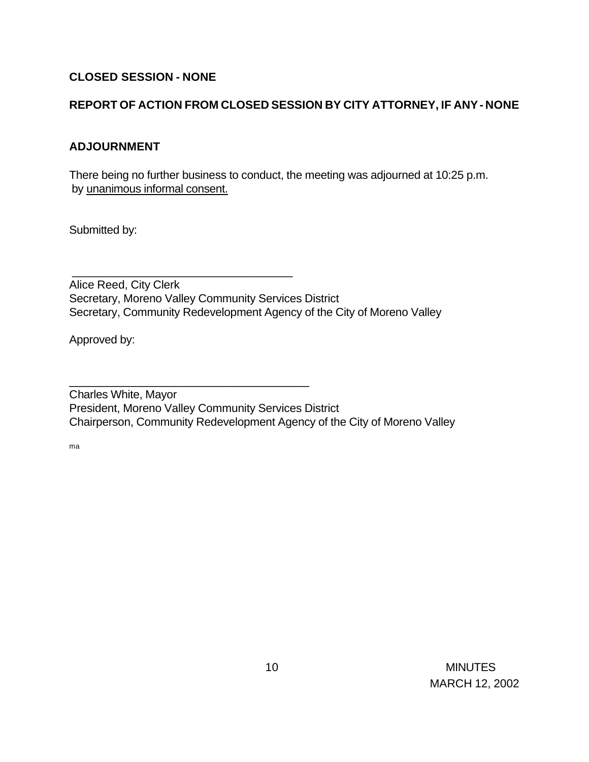**CLOSED SESSION - NONE**

**REPORT OF ACTION FROM CLOSED SESSION BY CITY ATTORNEY, IF ANY - NONE**

**ADJOURNMENT**

There being no further business to conduct, the meeting was adjourned at 10:25 p.m. by unanimous informal consent.

Submitted by:

\_\_\_\_\_\_\_\_\_\_\_\_\_\_\_\_\_\_\_\_\_\_\_\_\_\_\_\_\_\_\_\_\_\_\_\_\_\_

Alice Reed, City Clerk
Secretary, Moreno Valley Community Services District
Secretary, Community Redevelopment Agency of the City of Moreno Valley

Approved by:

\_\_\_\_\_\_\_\_\_\_\_\_\_\_\_\_\_\_\_\_\_\_\_\_\_\_\_\_\_\_\_\_\_\_\_\_\_\_

Charles White, Mayor
President, Moreno Valley Community Services District
Chairperson, Community Redevelopment Agency of the City of Moreno Valley

ma